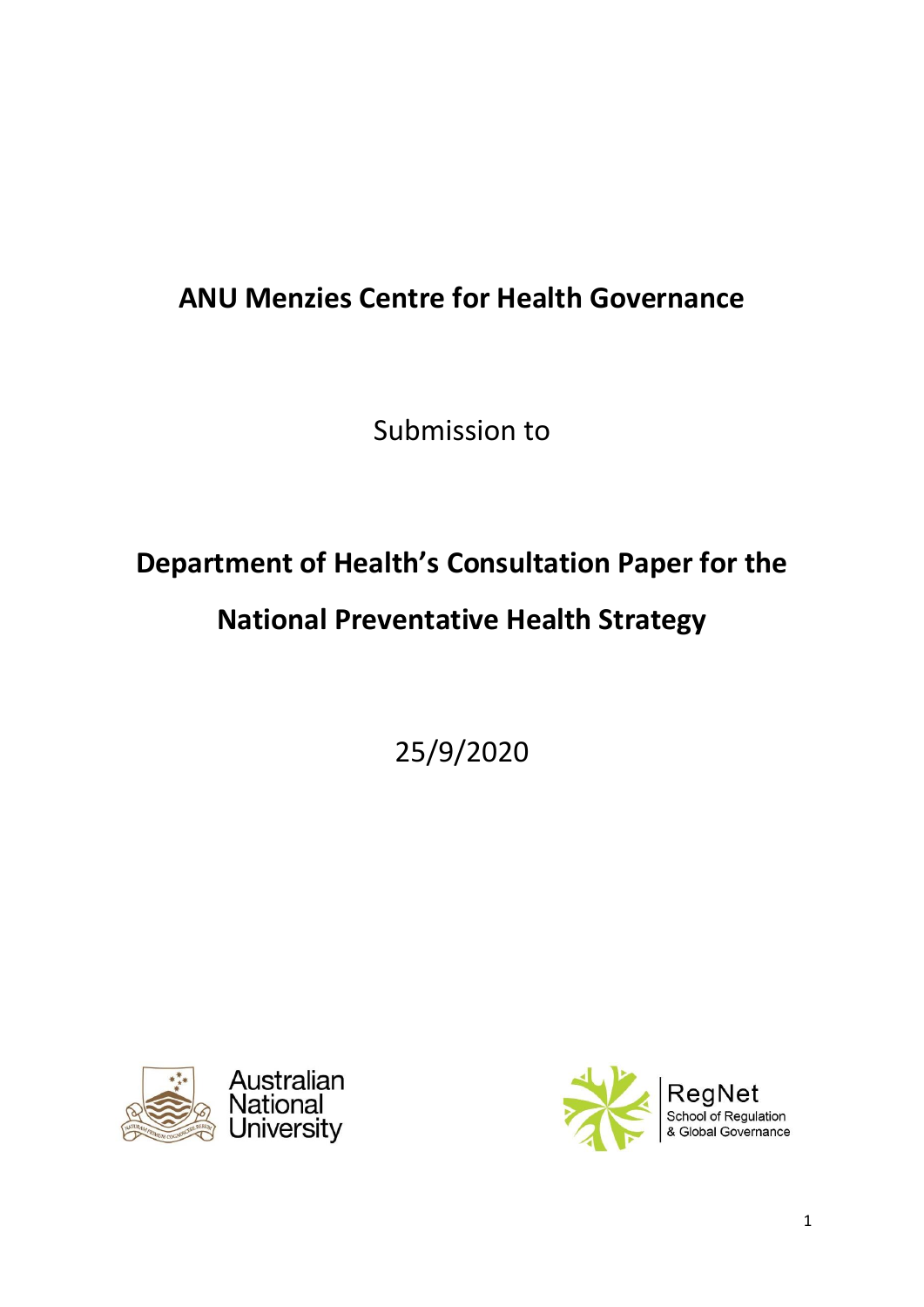# ANU Menzies Centre for Health Governance

Submission to

## Department of Health's Consultation Paper for the National Preventative Health Strategy

25/9/2020

Australian National University

RegNet School of Regulation & Global Governance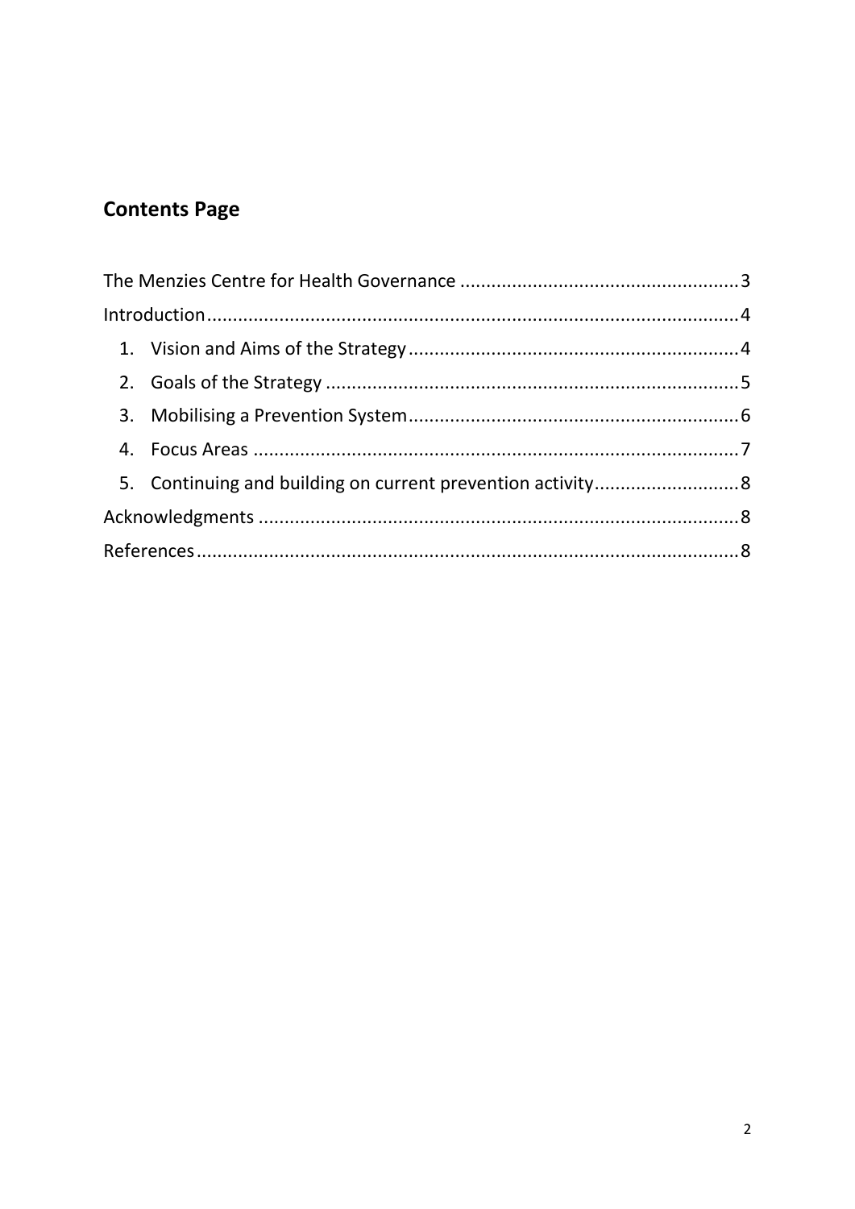## Contents Page

The Menzies Centre for Health Governance ..................................................... 3

Introduction ..................................................................................................... 4

1. Vision and Aims of the Strategy ............................................................... 4
2. Goals of the Strategy ............................................................................... 5
3. Mobilising a Prevention System ............................................................... 6
4. Focus Areas ............................................................................................. 7
5. Continuing and building on current prevention activity ........................... 8

Acknowledgments ............................................................................................ 8

References ........................................................................................................ 8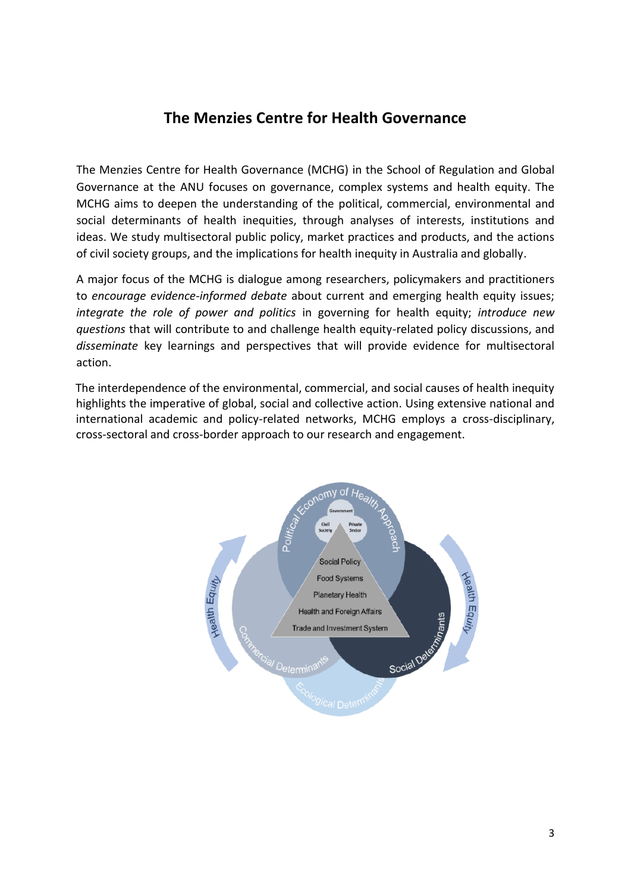# The Menzies Centre for Health Governance

The Menzies Centre for Health Governance (MCHG) in the School of Regulation and Global Governance at the ANU focuses on governance, complex systems and health equity. The MCHG aims to deepen the understanding of the political, commercial, environmental and social determinants of health inequities, through analyses of interests, institutions and ideas. We study multisectoral public policy, market practices and products, and the actions of civil society groups, and the implications for health inequity in Australia and globally.

A major focus of the MCHG is dialogue among researchers, policymakers and practitioners to *encourage evidence-informed debate* about current and emerging health equity issues; *integrate the role of power and politics* in governing for health equity; *introduce new questions* that will contribute to and challenge health equity-related policy discussions, and *disseminate* key learnings and perspectives that will provide evidence for multisectoral action.

The interdependence of the environmental, commercial, and social causes of health inequity highlights the imperative of global, social and collective action. Using extensive national and international academic and policy-related networks, MCHG employs a cross-disciplinary, cross-sectoral and cross-border approach to our research and engagement.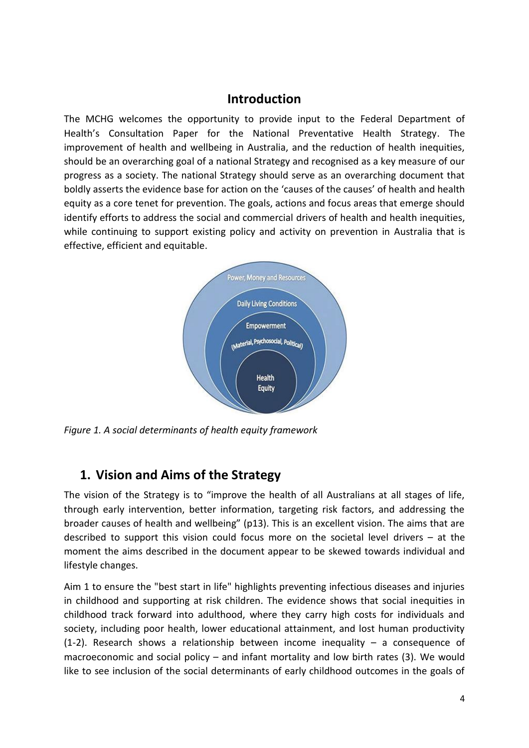## Introduction

The MCHG welcomes the opportunity to provide input to the Federal Department of Health's Consultation Paper for the National Preventative Health Strategy. The improvement of health and wellbeing in Australia, and the reduction of health inequities, should be an overarching goal of a national Strategy and recognised as a key measure of our progress as a society. The national Strategy should serve as an overarching document that boldly asserts the evidence base for action on the 'causes of the causes' of health and health equity as a core tenet for prevention. The goals, actions and focus areas that emerge should identify efforts to address the social and commercial drivers of health and health inequities, while continuing to support existing policy and activity on prevention in Australia that is effective, efficient and equitable.

*Figure 1. A social determinants of health equity framework*

## 1. Vision and Aims of the Strategy

The vision of the Strategy is to "improve the health of all Australians at all stages of life, through early intervention, better information, targeting risk factors, and addressing the broader causes of health and wellbeing" (p13). This is an excellent vision. The aims that are described to support this vision could focus more on the societal level drivers – at the moment the aims described in the document appear to be skewed towards individual and lifestyle changes.

Aim 1 to ensure the "best start in life" highlights preventing infectious diseases and injuries in childhood and supporting at risk children. The evidence shows that social inequities in childhood track forward into adulthood, where they carry high costs for individuals and society, including poor health, lower educational attainment, and lost human productivity (1-2). Research shows a relationship between income inequality – a consequence of macroeconomic and social policy – and infant mortality and low birth rates (3). We would like to see inclusion of the social determinants of early childhood outcomes in the goals of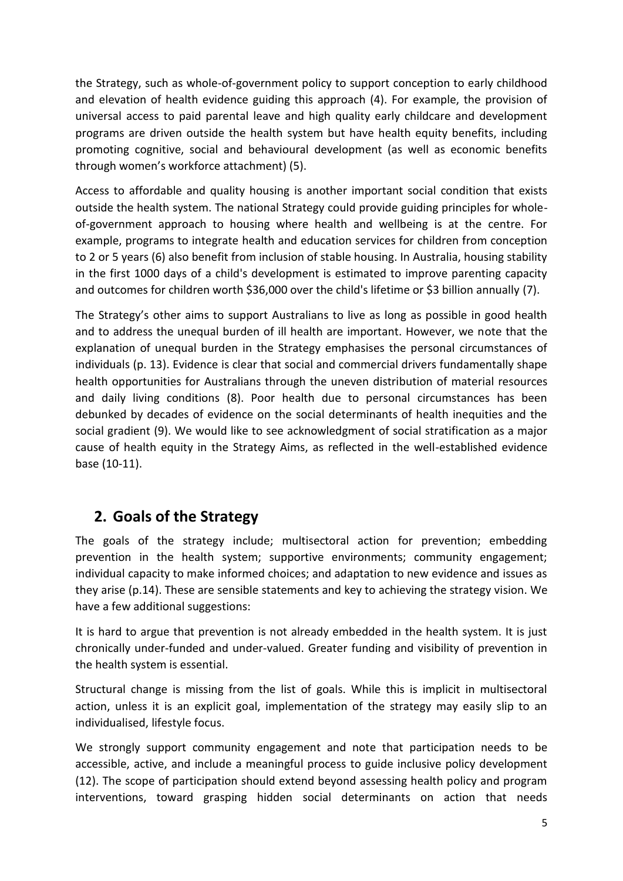the Strategy, such as whole-of-government policy to support conception to early childhood and elevation of health evidence guiding this approach (4). For example, the provision of universal access to paid parental leave and high quality early childcare and development programs are driven outside the health system but have health equity benefits, including promoting cognitive, social and behavioural development (as well as economic benefits through women's workforce attachment) (5).

Access to affordable and quality housing is another important social condition that exists outside the health system. The national Strategy could provide guiding principles for whole-of-government approach to housing where health and wellbeing is at the centre. For example, programs to integrate health and education services for children from conception to 2 or 5 years (6) also benefit from inclusion of stable housing. In Australia, housing stability in the first 1000 days of a child's development is estimated to improve parenting capacity and outcomes for children worth $36,000 over the child's lifetime or $3 billion annually (7).

The Strategy's other aims to support Australians to live as long as possible in good health and to address the unequal burden of ill health are important. However, we note that the explanation of unequal burden in the Strategy emphasises the personal circumstances of individuals (p. 13). Evidence is clear that social and commercial drivers fundamentally shape health opportunities for Australians through the uneven distribution of material resources and daily living conditions (8). Poor health due to personal circumstances has been debunked by decades of evidence on the social determinants of health inequities and the social gradient (9). We would like to see acknowledgment of social stratification as a major cause of health equity in the Strategy Aims, as reflected in the well-established evidence base (10-11).

## 2. Goals of the Strategy

The goals of the strategy include; multisectoral action for prevention; embedding prevention in the health system; supportive environments; community engagement; individual capacity to make informed choices; and adaptation to new evidence and issues as they arise (p.14). These are sensible statements and key to achieving the strategy vision. We have a few additional suggestions:

It is hard to argue that prevention is not already embedded in the health system. It is just chronically under-funded and under-valued. Greater funding and visibility of prevention in the health system is essential.

Structural change is missing from the list of goals. While this is implicit in multisectoral action, unless it is an explicit goal, implementation of the strategy may easily slip to an individualised, lifestyle focus.

We strongly support community engagement and note that participation needs to be accessible, active, and include a meaningful process to guide inclusive policy development (12). The scope of participation should extend beyond assessing health policy and program interventions, toward grasping hidden social determinants on action that needs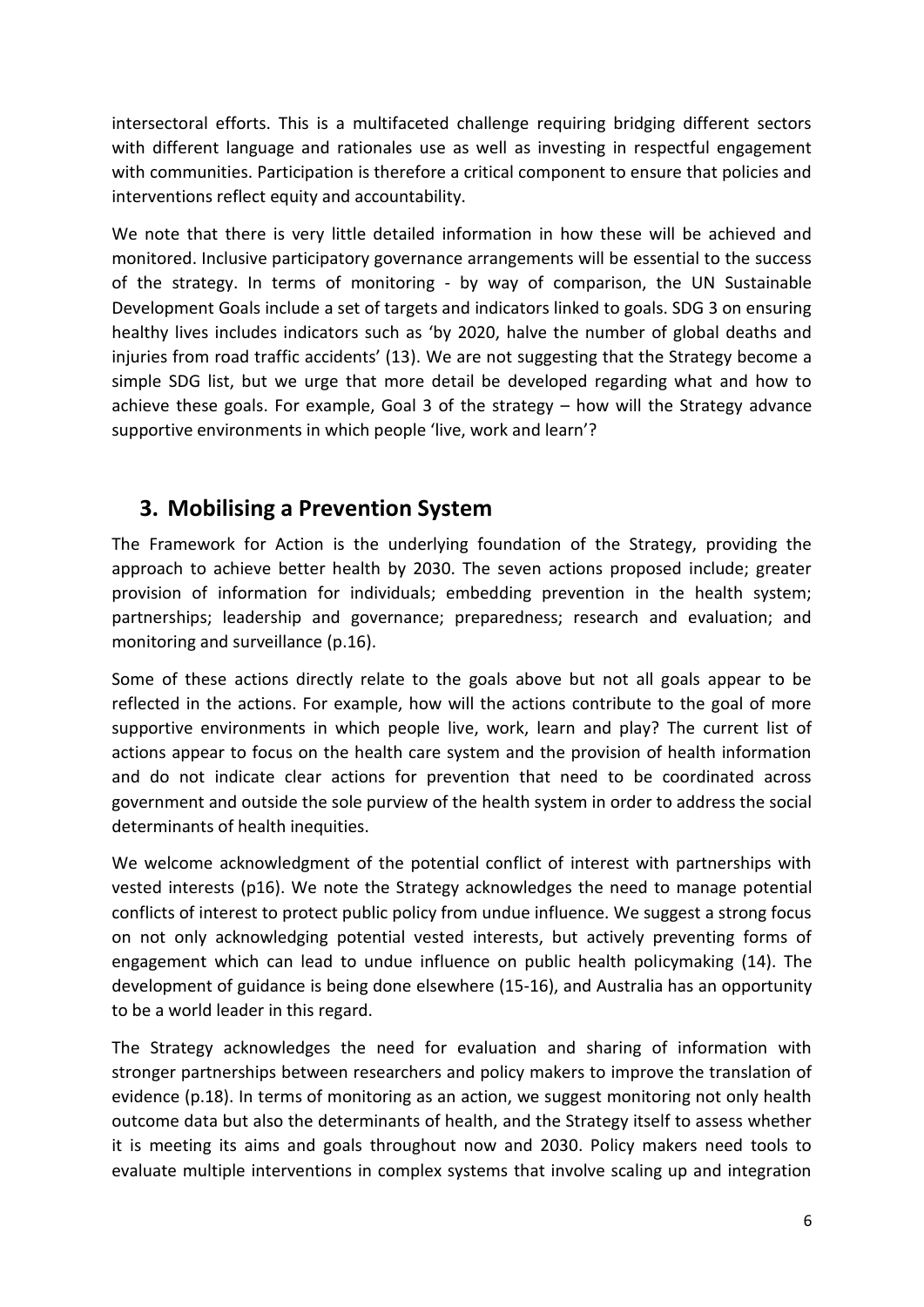intersectoral efforts. This is a multifaceted challenge requiring bridging different sectors with different language and rationales use as well as investing in respectful engagement with communities. Participation is therefore a critical component to ensure that policies and interventions reflect equity and accountability.

We note that there is very little detailed information in how these will be achieved and monitored. Inclusive participatory governance arrangements will be essential to the success of the strategy. In terms of monitoring - by way of comparison, the UN Sustainable Development Goals include a set of targets and indicators linked to goals. SDG 3 on ensuring healthy lives includes indicators such as 'by 2020, halve the number of global deaths and injuries from road traffic accidents' (13). We are not suggesting that the Strategy become a simple SDG list, but we urge that more detail be developed regarding what and how to achieve these goals. For example, Goal 3 of the strategy – how will the Strategy advance supportive environments in which people 'live, work and learn'?

## 3. Mobilising a Prevention System

The Framework for Action is the underlying foundation of the Strategy, providing the approach to achieve better health by 2030. The seven actions proposed include; greater provision of information for individuals; embedding prevention in the health system; partnerships; leadership and governance; preparedness; research and evaluation; and monitoring and surveillance (p.16).

Some of these actions directly relate to the goals above but not all goals appear to be reflected in the actions. For example, how will the actions contribute to the goal of more supportive environments in which people live, work, learn and play? The current list of actions appear to focus on the health care system and the provision of health information and do not indicate clear actions for prevention that need to be coordinated across government and outside the sole purview of the health system in order to address the social determinants of health inequities.

We welcome acknowledgment of the potential conflict of interest with partnerships with vested interests (p16). We note the Strategy acknowledges the need to manage potential conflicts of interest to protect public policy from undue influence. We suggest a strong focus on not only acknowledging potential vested interests, but actively preventing forms of engagement which can lead to undue influence on public health policymaking (14). The development of guidance is being done elsewhere (15-16), and Australia has an opportunity to be a world leader in this regard.

The Strategy acknowledges the need for evaluation and sharing of information with stronger partnerships between researchers and policy makers to improve the translation of evidence (p.18). In terms of monitoring as an action, we suggest monitoring not only health outcome data but also the determinants of health, and the Strategy itself to assess whether it is meeting its aims and goals throughout now and 2030. Policy makers need tools to evaluate multiple interventions in complex systems that involve scaling up and integration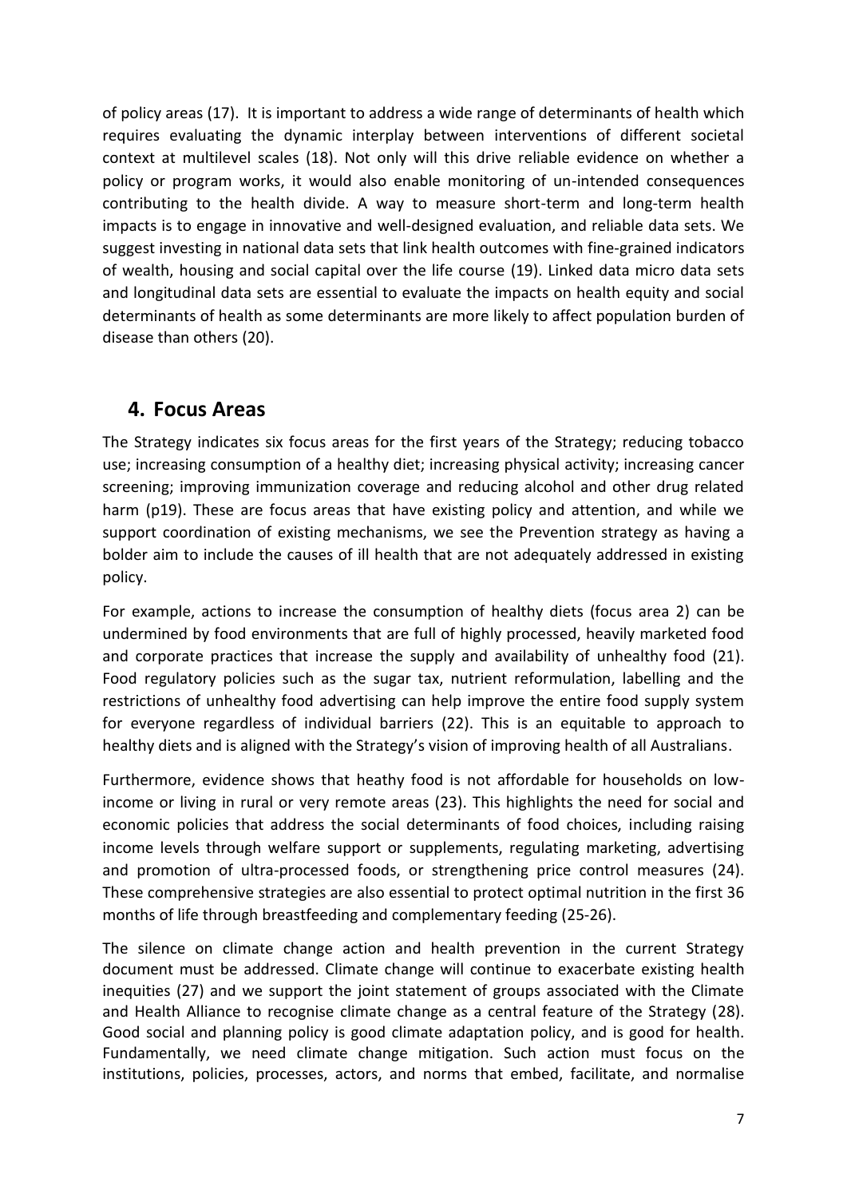of policy areas (17). It is important to address a wide range of determinants of health which requires evaluating the dynamic interplay between interventions of different societal context at multilevel scales (18). Not only will this drive reliable evidence on whether a policy or program works, it would also enable monitoring of un-intended consequences contributing to the health divide. A way to measure short-term and long-term health impacts is to engage in innovative and well-designed evaluation, and reliable data sets. We suggest investing in national data sets that link health outcomes with fine-grained indicators of wealth, housing and social capital over the life course (19). Linked data micro data sets and longitudinal data sets are essential to evaluate the impacts on health equity and social determinants of health as some determinants are more likely to affect population burden of disease than others (20).

## 4. Focus Areas

The Strategy indicates six focus areas for the first years of the Strategy; reducing tobacco use; increasing consumption of a healthy diet; increasing physical activity; increasing cancer screening; improving immunization coverage and reducing alcohol and other drug related harm (p19). These are focus areas that have existing policy and attention, and while we support coordination of existing mechanisms, we see the Prevention strategy as having a bolder aim to include the causes of ill health that are not adequately addressed in existing policy.

For example, actions to increase the consumption of healthy diets (focus area 2) can be undermined by food environments that are full of highly processed, heavily marketed food and corporate practices that increase the supply and availability of unhealthy food (21). Food regulatory policies such as the sugar tax, nutrient reformulation, labelling and the restrictions of unhealthy food advertising can help improve the entire food supply system for everyone regardless of individual barriers (22). This is an equitable to approach to healthy diets and is aligned with the Strategy's vision of improving health of all Australians.

Furthermore, evidence shows that heathy food is not affordable for households on low-income or living in rural or very remote areas (23). This highlights the need for social and economic policies that address the social determinants of food choices, including raising income levels through welfare support or supplements, regulating marketing, advertising and promotion of ultra-processed foods, or strengthening price control measures (24). These comprehensive strategies are also essential to protect optimal nutrition in the first 36 months of life through breastfeeding and complementary feeding (25-26).

The silence on climate change action and health prevention in the current Strategy document must be addressed. Climate change will continue to exacerbate existing health inequities (27) and we support the joint statement of groups associated with the Climate and Health Alliance to recognise climate change as a central feature of the Strategy (28). Good social and planning policy is good climate adaptation policy, and is good for health. Fundamentally, we need climate change mitigation. Such action must focus on the institutions, policies, processes, actors, and norms that embed, facilitate, and normalise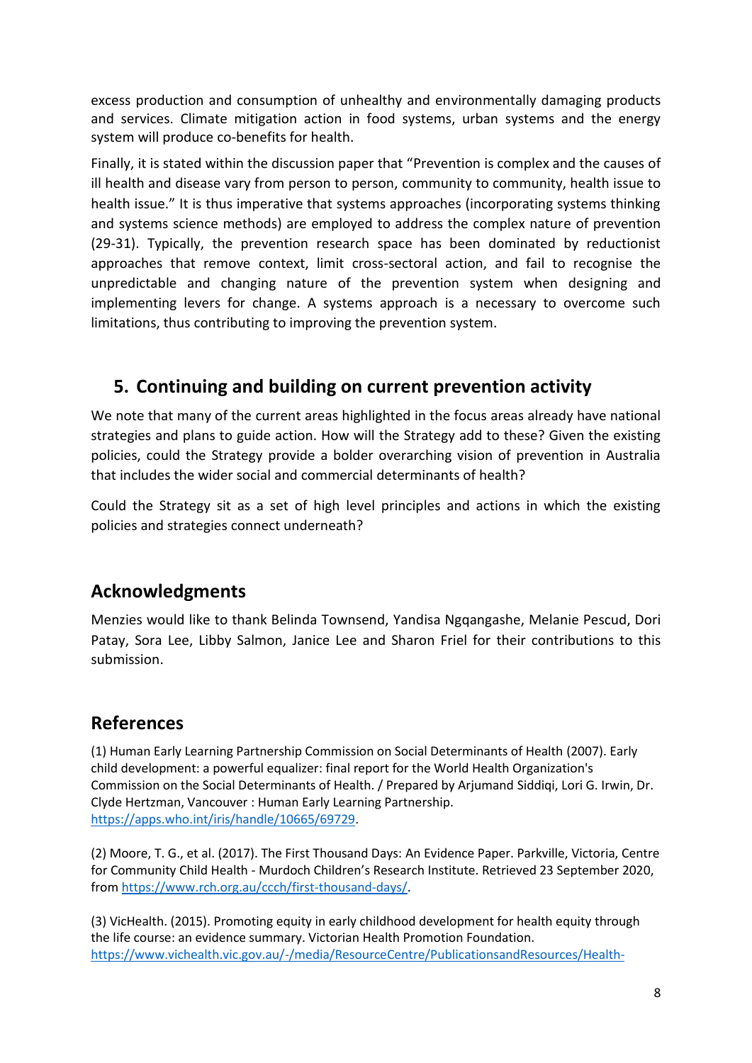excess production and consumption of unhealthy and environmentally damaging products and services. Climate mitigation action in food systems, urban systems and the energy system will produce co-benefits for health.

Finally, it is stated within the discussion paper that "Prevention is complex and the causes of ill health and disease vary from person to person, community to community, health issue to health issue." It is thus imperative that systems approaches (incorporating systems thinking and systems science methods) are employed to address the complex nature of prevention (29-31). Typically, the prevention research space has been dominated by reductionist approaches that remove context, limit cross-sectoral action, and fail to recognise the unpredictable and changing nature of the prevention system when designing and implementing levers for change. A systems approach is a necessary to overcome such limitations, thus contributing to improving the prevention system.

## 5. Continuing and building on current prevention activity

We note that many of the current areas highlighted in the focus areas already have national strategies and plans to guide action. How will the Strategy add to these? Given the existing policies, could the Strategy provide a bolder overarching vision of prevention in Australia that includes the wider social and commercial determinants of health?

Could the Strategy sit as a set of high level principles and actions in which the existing policies and strategies connect underneath?

## Acknowledgments

Menzies would like to thank Belinda Townsend, Yandisa Ngqangashe, Melanie Pescud, Dori Patay, Sora Lee, Libby Salmon, Janice Lee and Sharon Friel for their contributions to this submission.

## References

(1) Human Early Learning Partnership Commission on Social Determinants of Health (2007). Early child development: a powerful equalizer: final report for the World Health Organization's Commission on the Social Determinants of Health. / Prepared by Arjumand Siddiqi, Lori G. Irwin, Dr. Clyde Hertzman, Vancouver : Human Early Learning Partnership. https://apps.who.int/iris/handle/10665/69729.

(2) Moore, T. G., et al. (2017). The First Thousand Days: An Evidence Paper. Parkville, Victoria, Centre for Community Child Health - Murdoch Children's Research Institute. Retrieved 23 September 2020, from https://www.rch.org.au/ccch/first-thousand-days/.

(3) VicHealth. (2015). Promoting equity in early childhood development for health equity through the life course: an evidence summary. Victorian Health Promotion Foundation. https://www.vichealth.vic.gov.au/-/media/ResourceCentre/PublicationsandResources/Health-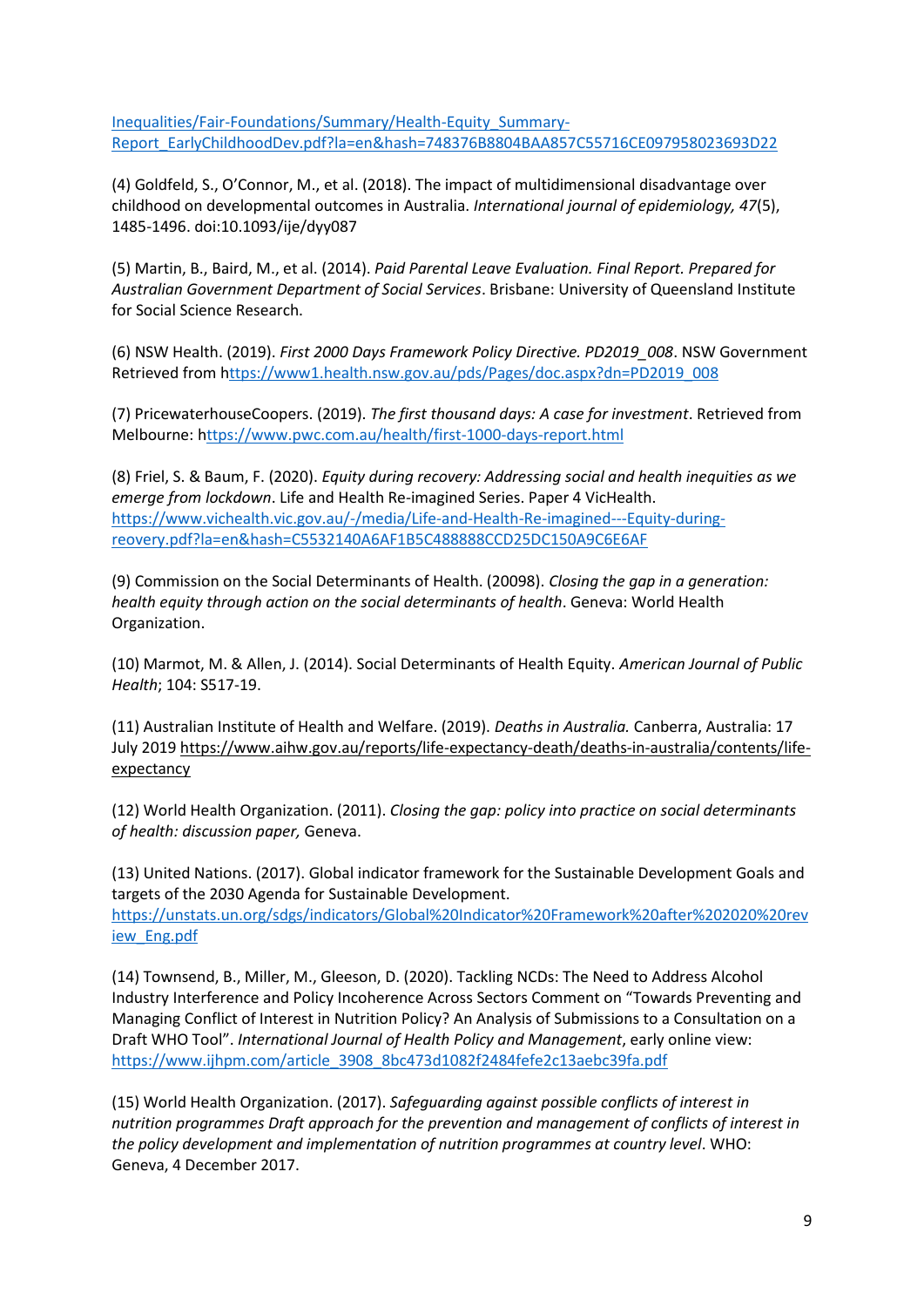Inequalities/Fair-Foundations/Summary/Health-Equity_Summary-Report_EarlyChildhoodDev.pdf?la=en&hash=748376B8804BAA857C55716CE097958023693D22

(4) Goldfeld, S., O'Connor, M., et al. (2018). The impact of multidimensional disadvantage over childhood on developmental outcomes in Australia. *International journal of epidemiology, 47*(5), 1485-1496. doi:10.1093/ije/dyy087

(5) Martin, B., Baird, M., et al. (2014). *Paid Parental Leave Evaluation. Final Report. Prepared for Australian Government Department of Social Services*. Brisbane: University of Queensland Institute for Social Science Research.

(6) NSW Health. (2019). *First 2000 Days Framework Policy Directive. PD2019_008*. NSW Government Retrieved from https://www1.health.nsw.gov.au/pds/Pages/doc.aspx?dn=PD2019_008

(7) PricewaterhouseCoopers. (2019). *The first thousand days: A case for investment*. Retrieved from Melbourne: https://www.pwc.com.au/health/first-1000-days-report.html

(8) Friel, S. & Baum, F. (2020). *Equity during recovery: Addressing social and health inequities as we emerge from lockdown*. Life and Health Re-imagined Series. Paper 4 VicHealth. https://www.vichealth.vic.gov.au/-/media/Life-and-Health-Re-imagined---Equity-during-reovery.pdf?la=en&hash=C5532140A6AF1B5C488888CCD25DC150A9C6E6AF

(9) Commission on the Social Determinants of Health. (20098). *Closing the gap in a generation: health equity through action on the social determinants of health*. Geneva: World Health Organization.

(10) Marmot, M. & Allen, J. (2014). Social Determinants of Health Equity. *American Journal of Public Health*; 104: S517-19.

(11) Australian Institute of Health and Welfare. (2019). *Deaths in Australia.* Canberra, Australia: 17 July 2019 https://www.aihw.gov.au/reports/life-expectancy-death/deaths-in-australia/contents/life-expectancy

(12) World Health Organization. (2011). *Closing the gap: policy into practice on social determinants of health: discussion paper,* Geneva.

(13) United Nations. (2017). Global indicator framework for the Sustainable Development Goals and targets of the 2030 Agenda for Sustainable Development. https://unstats.un.org/sdgs/indicators/Global%20Indicator%20Framework%20after%202020%20review_Eng.pdf

(14) Townsend, B., Miller, M., Gleeson, D. (2020). Tackling NCDs: The Need to Address Alcohol Industry Interference and Policy Incoherence Across Sectors Comment on "Towards Preventing and Managing Conflict of Interest in Nutrition Policy? An Analysis of Submissions to a Consultation on a Draft WHO Tool". *International Journal of Health Policy and Management*, early online view: https://www.ijhpm.com/article_3908_8bc473d1082f2484fefe2c13aebc39fa.pdf

(15) World Health Organization. (2017). *Safeguarding against possible conflicts of interest in nutrition programmes Draft approach for the prevention and management of conflicts of interest in the policy development and implementation of nutrition programmes at country level*. WHO: Geneva, 4 December 2017.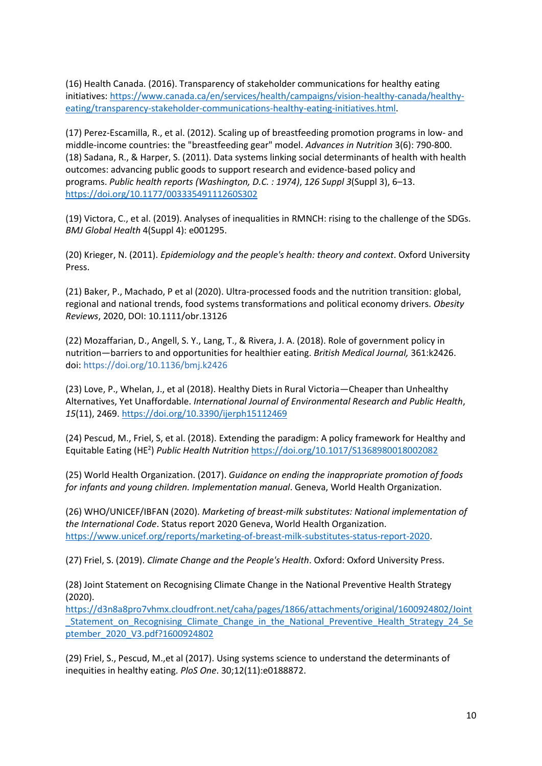(16) Health Canada. (2016). Transparency of stakeholder communications for healthy eating initiatives: https://www.canada.ca/en/services/health/campaigns/vision-healthy-canada/healthy-eating/transparency-stakeholder-communications-healthy-eating-initiatives.html.

(17) Perez-Escamilla, R., et al. (2012). Scaling up of breastfeeding promotion programs in low- and middle-income countries: the "breastfeeding gear" model. *Advances in Nutrition* 3(6): 790-800.
(18) Sadana, R., & Harper, S. (2011). Data systems linking social determinants of health with health outcomes: advancing public goods to support research and evidence-based policy and programs. *Public health reports (Washington, D.C. : 1974)*, *126 Suppl 3*(Suppl 3), 6–13. https://doi.org/10.1177/00333549111260S302

(19) Victora, C., et al. (2019). Analyses of inequalities in RMNCH: rising to the challenge of the SDGs. *BMJ Global Health* 4(Suppl 4): e001295.

(20) Krieger, N. (2011). *Epidemiology and the people's health: theory and context*. Oxford University Press.

(21) Baker, P., Machado, P et al (2020). Ultra-processed foods and the nutrition transition: global, regional and national trends, food systems transformations and political economy drivers. *Obesity Reviews*, 2020, DOI: 10.1111/obr.13126

(22) Mozaffarian, D., Angell, S. Y., Lang, T., & Rivera, J. A. (2018). Role of government policy in nutrition—barriers to and opportunities for healthier eating. *British Medical Journal,* 361:k2426. doi: https://doi.org/10.1136/bmj.k2426

(23) Love, P., Whelan, J., et al (2018). Healthy Diets in Rural Victoria—Cheaper than Unhealthy Alternatives, Yet Unaffordable. *International Journal of Environmental Research and Public Health*, *15*(11), 2469. https://doi.org/10.3390/ijerph15112469

(24) Pescud, M., Friel, S, et al. (2018). Extending the paradigm: A policy framework for Healthy and Equitable Eating (HE$^2$) *Public Health Nutrition* https://doi.org/10.1017/S1368980018002082

(25) World Health Organization. (2017). *Guidance on ending the inappropriate promotion of foods for infants and young children. Implementation manual*. Geneva, World Health Organization.

(26) WHO/UNICEF/IBFAN (2020). *Marketing of breast-milk substitutes: National implementation of the International Code*. Status report 2020 Geneva, World Health Organization. https://www.unicef.org/reports/marketing-of-breast-milk-substitutes-status-report-2020.

(27) Friel, S. (2019). *Climate Change and the People's Health*. Oxford: Oxford University Press.

(28) Joint Statement on Recognising Climate Change in the National Preventive Health Strategy (2020).
https://d3n8a8pro7vhmx.cloudfront.net/caha/pages/1866/attachments/original/1600924802/Joint_Statement_on_Recognising_Climate_Change_in_the_National_Preventive_Health_Strategy_24_September_2020_V3.pdf?1600924802

(29) Friel, S., Pescud, M.,et al (2017). Using systems science to understand the determinants of inequities in healthy eating. *PloS One*. 30;12(11):e0188872.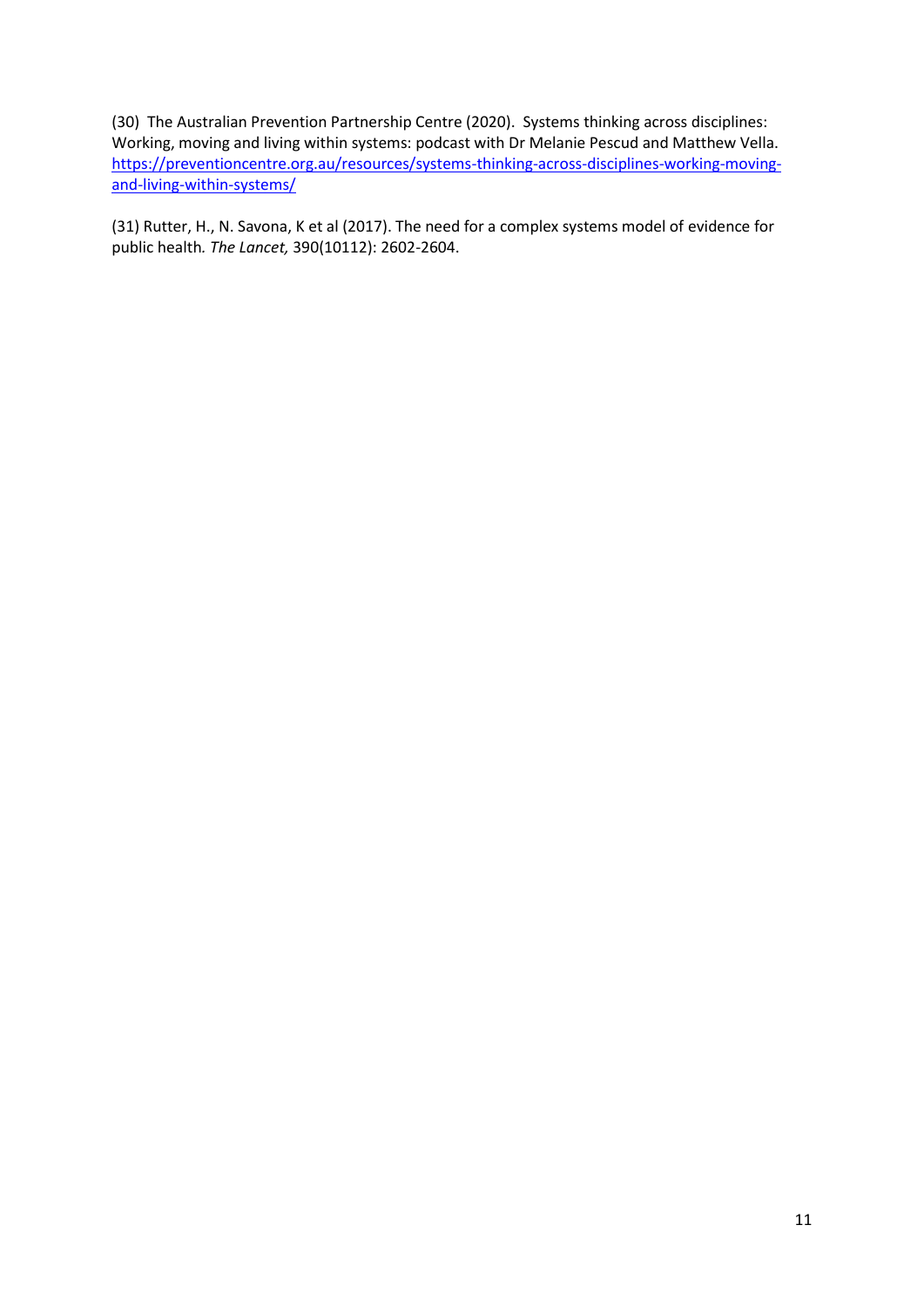(30) The Australian Prevention Partnership Centre (2020). Systems thinking across disciplines: Working, moving and living within systems: podcast with Dr Melanie Pescud and Matthew Vella. https://preventioncentre.org.au/resources/systems-thinking-across-disciplines-working-moving-and-living-within-systems/

(31) Rutter, H., N. Savona, K et al (2017). The need for a complex systems model of evidence for public health*. The Lancet,* 390(10112): 2602-2604.